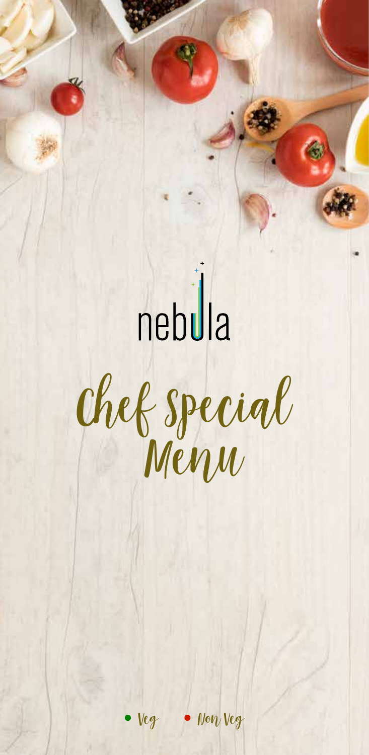nebula

# Chef Special Menu

• Veg • Non Veg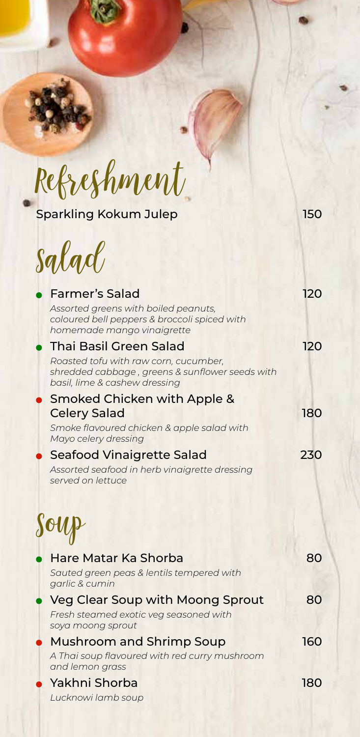# Refreshment

Sparkling Kokum Julep 150

# Salad

- **Farmer's Salad** 120
  *Assorted greens with boiled peanuts, coloured bell peppers & broccoli spiced with homemade mango vinaigrette*
- **Thai Basil Green Salad** 120
  *Roasted tofu with raw corn, cucumber, shredded cabbage , greens & sunflower seeds with basil, lime & cashew dressing*
- **Smoked Chicken with Apple & Celery Salad** 180
  *Smoke flavoured chicken & apple salad with Mayo celery dressing*
- **Seafood Vinaigrette Salad** 230
  *Assorted seafood in herb vinaigrette dressing served on lettuce*

# Soup

- **Hare Matar Ka Shorba** 80
  *Sauted green peas & lentils tempered with garlic & cumin*
- **Veg Clear Soup with Moong Sprout** 80
  *Fresh steamed exotic veg seasoned with soya moong sprout*
- **Mushroom and Shrimp Soup** 160
  *A Thai soup flavoured with red curry mushroom and lemon grass*
- **Yakhni Shorba** 180
  *Lucknowi lamb soup*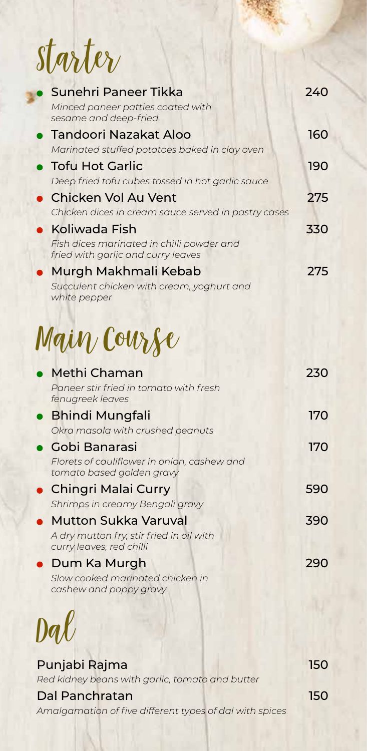# Starter

- **Sunehri Paneer Tikka** — 240
  *Minced paneer patties coated with sesame and deep-fried*
- **Tandoori Nazakat Aloo** — 160
  *Marinated stuffed potatoes baked in clay oven*
- **Tofu Hot Garlic** — 190
  *Deep fried tofu cubes tossed in hot garlic sauce*
- **Chicken Vol Au Vent** — 275
  *Chicken dices in cream sauce served in pastry cases*
- **Koliwada Fish** — 330
  *Fish dices marinated in chilli powder and fried with garlic and curry leaves*
- **Murgh Makhmali Kebab** — 275
  *Succulent chicken with cream, yoghurt and white pepper*

# Main Course

- **Methi Chaman** — 230
  *Paneer stir fried in tomato with fresh fenugreek leaves*
- **Bhindi Mungfali** — 170
  *Okra masala with crushed peanuts*
- **Gobi Banarasi** — 170
  *Florets of cauliflower in onion, cashew and tomato based golden gravy*
- **Chingri Malai Curry** — 590
  *Shrimps in creamy Bengali gravy*
- **Mutton Sukka Varuval** — 390
  *A dry mutton fry, stir fried in oil with curry leaves, red chilli*
- **Dum Ka Murgh** — 290
  *Slow cooked marinated chicken in cashew and poppy gravy*

# Dal

**Punjabi Rajma** — 150
*Red kidney beans with garlic, tomato and butter*

**Dal Panchratan** — 150
*Amalgamation of five different types of dal with spices*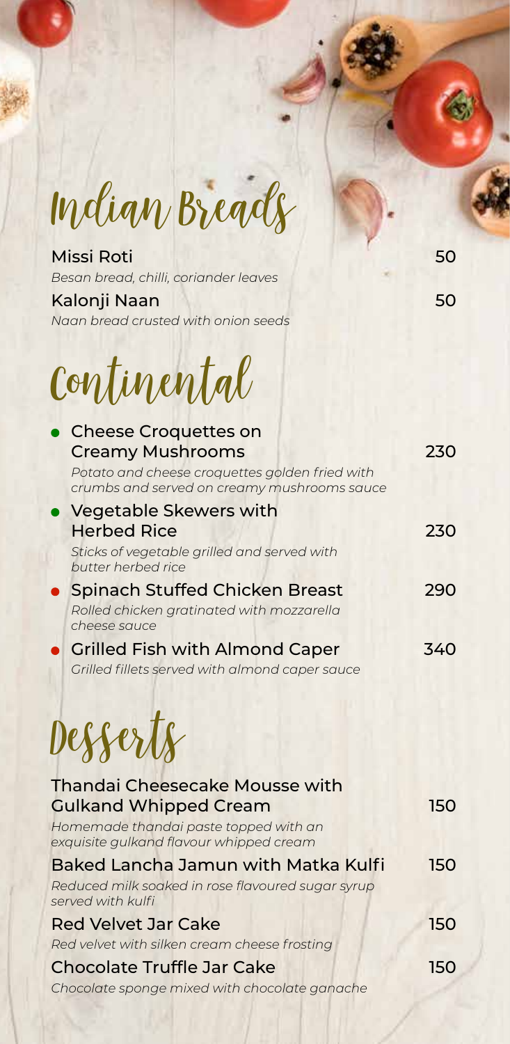# Indian Breads

**Missi Roti** 50
*Besan bread, chilli, coriander leaves*

**Kalonji Naan** 50
*Naan bread crusted with onion seeds*

# Continental

- **Cheese Croquettes on Creamy Mushrooms** 230
  *Potato and cheese croquettes golden fried with crumbs and served on creamy mushrooms sauce*
- **Vegetable Skewers with Herbed Rice** 230
  *Sticks of vegetable grilled and served with butter herbed rice*
- **Spinach Stuffed Chicken Breast** 290
  *Rolled chicken gratinated with mozzarella cheese sauce*
- **Grilled Fish with Almond Caper** 340
  *Grilled fillets served with almond caper sauce*

# Desserts

**Thandai Cheesecake Mousse with Gulkand Whipped Cream** 150
*Homemade thandai paste topped with an exquisite gulkand flavour whipped cream*

**Baked Lancha Jamun with Matka Kulfi** 150
*Reduced milk soaked in rose flavoured sugar syrup served with kulfi*

**Red Velvet Jar Cake** 150
*Red velvet with silken cream cheese frosting*

**Chocolate Truffle Jar Cake** 150
*Chocolate sponge mixed with chocolate ganache*